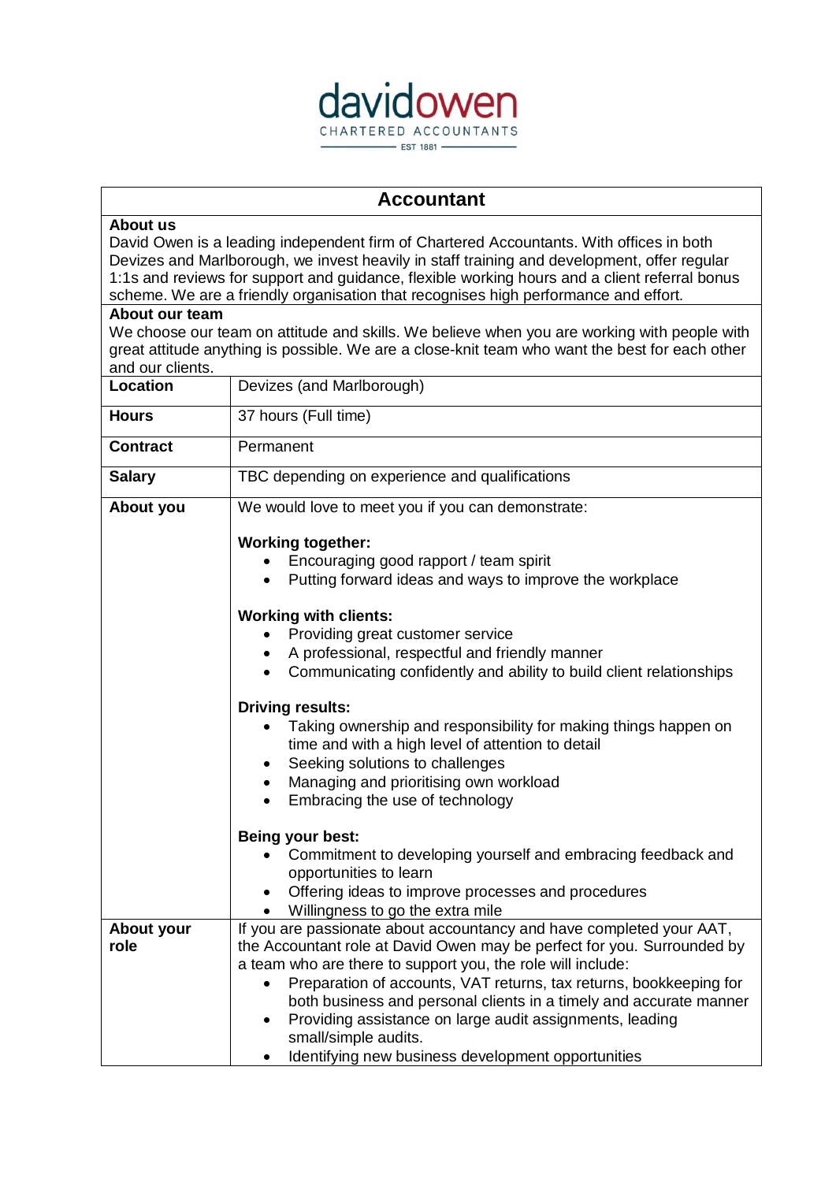davidowen
CHARTERED ACCOUNTANTS
EST 1881

# Accountant

**About us**
David Owen is a leading independent firm of Chartered Accountants. With offices in both Devizes and Marlborough, we invest heavily in staff training and development, offer regular 1:1s and reviews for support and guidance, flexible working hours and a client referral bonus scheme. We are a friendly organisation that recognises high performance and effort.

**About our team**
We choose our team on attitude and skills. We believe when you are working with people with great attitude anything is possible. We are a close-knit team who want the best for each other and our clients.

| | |
|---|---|
| **Location** | Devizes (and Marlborough) |
| **Hours** | 37 hours (Full time) |
| **Contract** | Permanent |
| **Salary** | TBC depending on experience and qualifications |

**About you**

We would love to meet you if you can demonstrate:

**Working together:**
- Encouraging good rapport / team spirit
- Putting forward ideas and ways to improve the workplace

**Working with clients:**
- Providing great customer service
- A professional, respectful and friendly manner
- Communicating confidently and ability to build client relationships

**Driving results:**
- Taking ownership and responsibility for making things happen on time and with a high level of attention to detail
- Seeking solutions to challenges
- Managing and prioritising own workload
- Embracing the use of technology

**Being your best:**
- Commitment to developing yourself and embracing feedback and opportunities to learn
- Offering ideas to improve processes and procedures
- Willingness to go the extra mile

**About your role**

If you are passionate about accountancy and have completed your AAT, the Accountant role at David Owen may be perfect for you. Surrounded by a team who are there to support you, the role will include:
- Preparation of accounts, VAT returns, tax returns, bookkeeping for both business and personal clients in a timely and accurate manner
- Providing assistance on large audit assignments, leading small/simple audits.
- Identifying new business development opportunities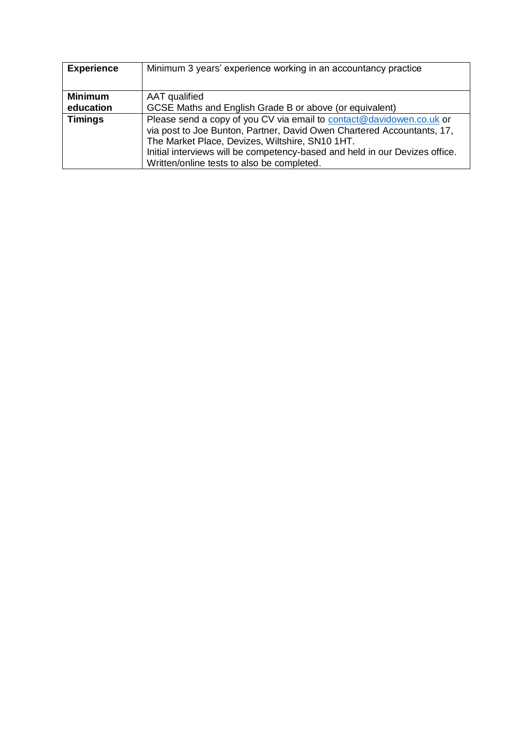| | |
|---|---|
| **Experience** | Minimum 3 years' experience working in an accountancy practice |
| **Minimum education** | AAT qualified<br>GCSE Maths and English Grade B or above (or equivalent) |
| **Timings** | Please send a copy of you CV via email to contact@davidowen.co.uk or via post to Joe Bunton, Partner, David Owen Chartered Accountants, 17, The Market Place, Devizes, Wiltshire, SN10 1HT.<br>Initial interviews will be competency-based and held in our Devizes office. Written/online tests to also be completed. |